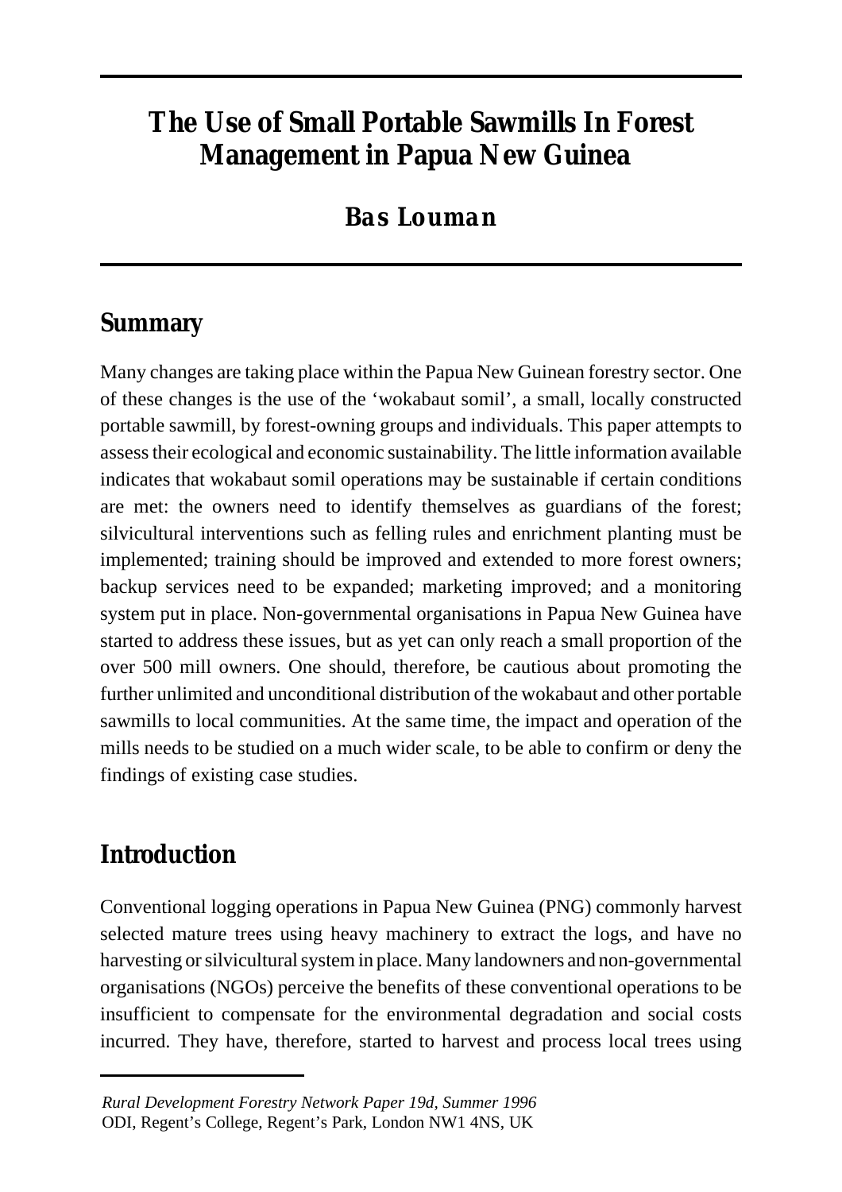# The Use of Small Portable Sawmills In Forest Management in Papua New Guinea

## Bas Louman

## Summary

Many changes are taking place within the Papua New Guinean forestry sector. One of these changes is the use of the 'wokabaut somil', a small, locally constructed portable sawmill, by forest-owning groups and individuals. This paper attempts to assess their ecological and economic sustainability. The little information available indicates that wokabaut somil operations may be sustainable if certain conditions are met: the owners need to identify themselves as guardians of the forest; silvicultural interventions such as felling rules and enrichment planting must be implemented; training should be improved and extended to more forest owners; backup services need to be expanded; marketing improved; and a monitoring system put in place. Non-governmental organisations in Papua New Guinea have started to address these issues, but as yet can only reach a small proportion of the over 500 mill owners. One should, therefore, be cautious about promoting the further unlimited and unconditional distribution of the wokabaut and other portable sawmills to local communities. At the same time, the impact and operation of the mills needs to be studied on a much wider scale, to be able to confirm or deny the findings of existing case studies.

## Introduction

Conventional logging operations in Papua New Guinea (PNG) commonly harvest selected mature trees using heavy machinery to extract the logs, and have no harvesting or silvicultural system in place. Many landowners and non-governmental organisations (NGOs) perceive the benefits of these conventional operations to be insufficient to compensate for the environmental degradation and social costs incurred. They have, therefore, started to harvest and process local trees using

*Rural Development Forestry Network Paper 19d, Summer 1996*
ODI, Regent's College, Regent's Park, London NW1 4NS, UK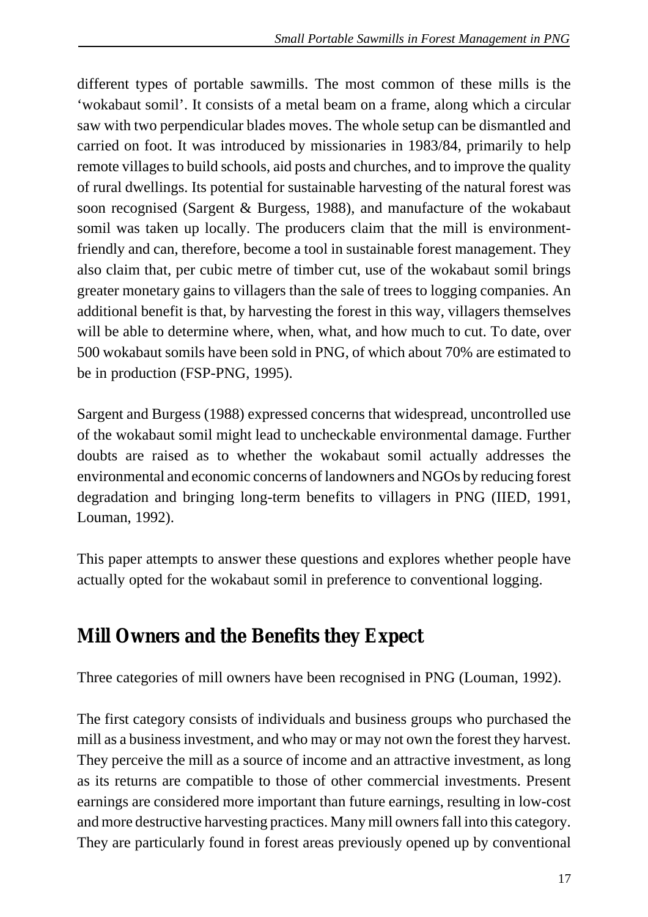different types of portable sawmills. The most common of these mills is the 'wokabaut somil'. It consists of a metal beam on a frame, along which a circular saw with two perpendicular blades moves. The whole setup can be dismantled and carried on foot. It was introduced by missionaries in 1983/84, primarily to help remote villages to build schools, aid posts and churches, and to improve the quality of rural dwellings. Its potential for sustainable harvesting of the natural forest was soon recognised (Sargent & Burgess, 1988), and manufacture of the wokabaut somil was taken up locally. The producers claim that the mill is environment-friendly and can, therefore, become a tool in sustainable forest management. They also claim that, per cubic metre of timber cut, use of the wokabaut somil brings greater monetary gains to villagers than the sale of trees to logging companies. An additional benefit is that, by harvesting the forest in this way, villagers themselves will be able to determine where, when, what, and how much to cut. To date, over 500 wokabaut somils have been sold in PNG, of which about 70% are estimated to be in production (FSP-PNG, 1995).

Sargent and Burgess (1988) expressed concerns that widespread, uncontrolled use of the wokabaut somil might lead to uncheckable environmental damage. Further doubts are raised as to whether the wokabaut somil actually addresses the environmental and economic concerns of landowners and NGOs by reducing forest degradation and bringing long-term benefits to villagers in PNG (IIED, 1991, Louman, 1992).

This paper attempts to answer these questions and explores whether people have actually opted for the wokabaut somil in preference to conventional logging.

## Mill Owners and the Benefits they Expect

Three categories of mill owners have been recognised in PNG (Louman, 1992).

The first category consists of individuals and business groups who purchased the mill as a business investment, and who may or may not own the forest they harvest. They perceive the mill as a source of income and an attractive investment, as long as its returns are compatible to those of other commercial investments. Present earnings are considered more important than future earnings, resulting in low-cost and more destructive harvesting practices. Many mill owners fall into this category. They are particularly found in forest areas previously opened up by conventional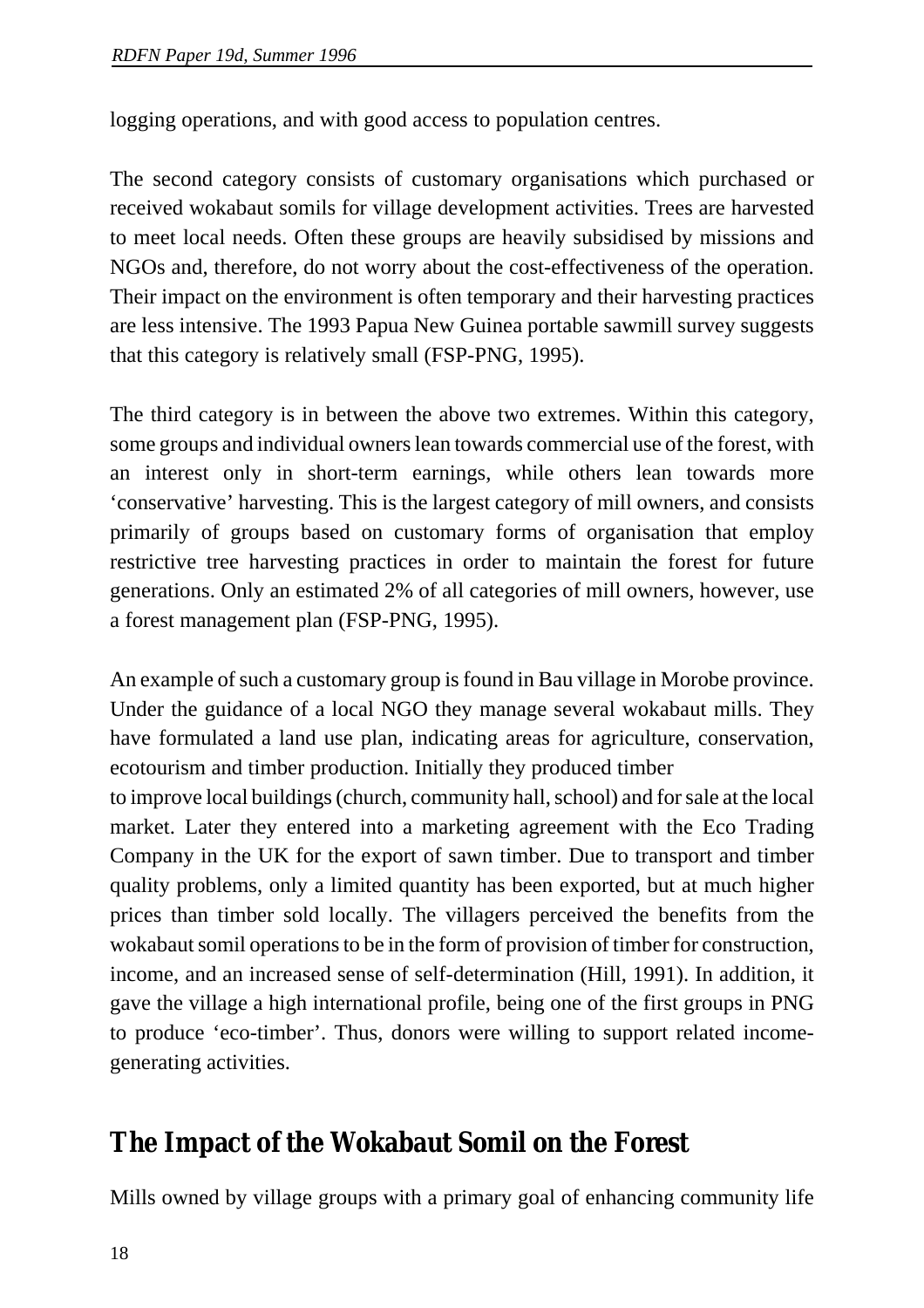logging operations, and with good access to population centres.

The second category consists of customary organisations which purchased or received wokabaut somils for village development activities. Trees are harvested to meet local needs. Often these groups are heavily subsidised by missions and NGOs and, therefore, do not worry about the cost-effectiveness of the operation. Their impact on the environment is often temporary and their harvesting practices are less intensive. The 1993 Papua New Guinea portable sawmill survey suggests that this category is relatively small (FSP-PNG, 1995).

The third category is in between the above two extremes. Within this category, some groups and individual owners lean towards commercial use of the forest, with an interest only in short-term earnings, while others lean towards more 'conservative' harvesting. This is the largest category of mill owners, and consists primarily of groups based on customary forms of organisation that employ restrictive tree harvesting practices in order to maintain the forest for future generations. Only an estimated 2% of all categories of mill owners, however, use a forest management plan (FSP-PNG, 1995).

An example of such a customary group is found in Bau village in Morobe province. Under the guidance of a local NGO they manage several wokabaut mills. They have formulated a land use plan, indicating areas for agriculture, conservation, ecotourism and timber production. Initially they produced timber to improve local buildings (church, community hall, school) and for sale at the local market. Later they entered into a marketing agreement with the Eco Trading Company in the UK for the export of sawn timber. Due to transport and timber quality problems, only a limited quantity has been exported, but at much higher prices than timber sold locally. The villagers perceived the benefits from the wokabaut somil operations to be in the form of provision of timber for construction, income, and an increased sense of self-determination (Hill, 1991). In addition, it gave the village a high international profile, being one of the first groups in PNG to produce 'eco-timber'. Thus, donors were willing to support related income-generating activities.

## The Impact of the Wokabaut Somil on the Forest

Mills owned by village groups with a primary goal of enhancing community life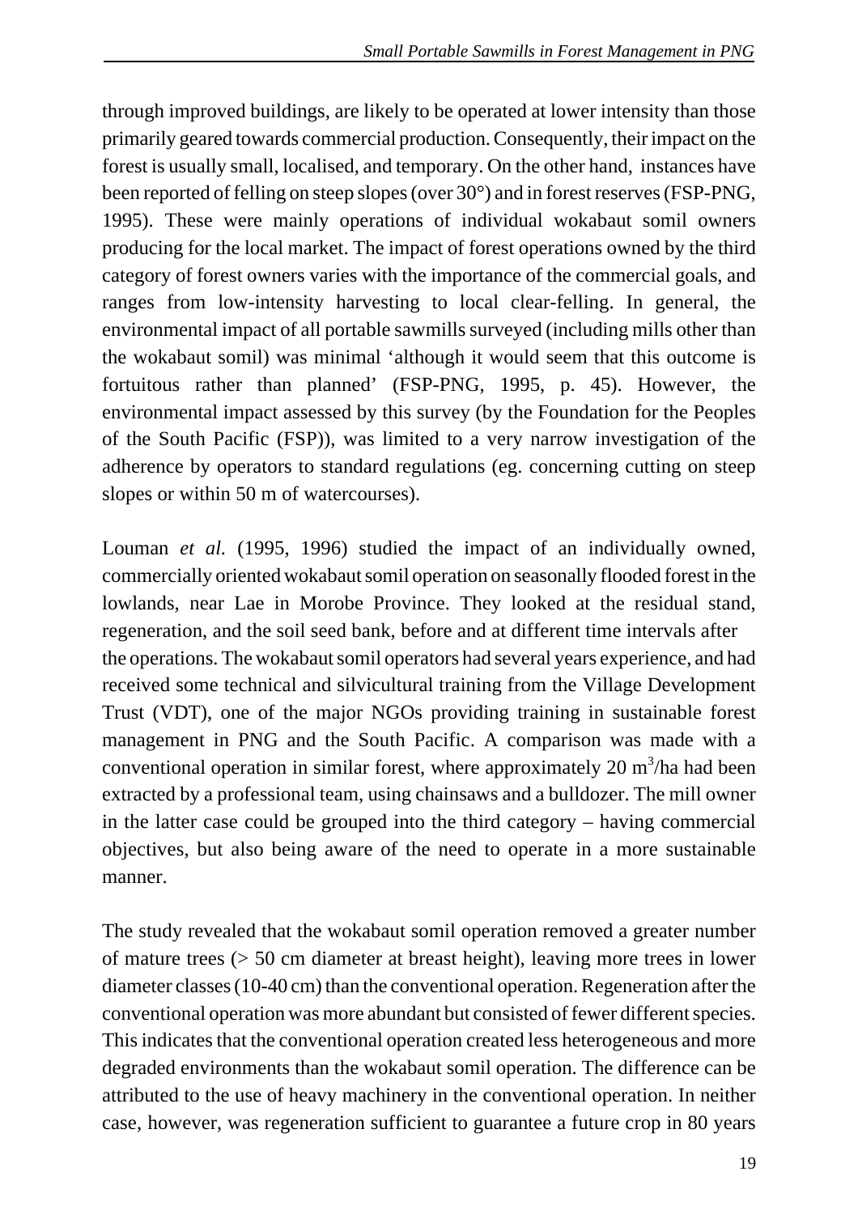through improved buildings, are likely to be operated at lower intensity than those primarily geared towards commercial production. Consequently, their impact on the forest is usually small, localised, and temporary. On the other hand, instances have been reported of felling on steep slopes (over 30°) and in forest reserves (FSP-PNG, 1995). These were mainly operations of individual wokabaut somil owners producing for the local market. The impact of forest operations owned by the third category of forest owners varies with the importance of the commercial goals, and ranges from low-intensity harvesting to local clear-felling. In general, the environmental impact of all portable sawmills surveyed (including mills other than the wokabaut somil) was minimal 'although it would seem that this outcome is fortuitous rather than planned' (FSP-PNG, 1995, p. 45). However, the environmental impact assessed by this survey (by the Foundation for the Peoples of the South Pacific (FSP)), was limited to a very narrow investigation of the adherence by operators to standard regulations (eg. concerning cutting on steep slopes or within 50 m of watercourses).

Louman *et al.* (1995, 1996) studied the impact of an individually owned, commercially oriented wokabaut somil operation on seasonally flooded forest in the lowlands, near Lae in Morobe Province. They looked at the residual stand, regeneration, and the soil seed bank, before and at different time intervals after the operations. The wokabaut somil operators had several years experience, and had received some technical and silvicultural training from the Village Development Trust (VDT), one of the major NGOs providing training in sustainable forest management in PNG and the South Pacific. A comparison was made with a conventional operation in similar forest, where approximately 20 $m^3$/ha had been extracted by a professional team, using chainsaws and a bulldozer. The mill owner in the latter case could be grouped into the third category – having commercial objectives, but also being aware of the need to operate in a more sustainable manner.

The study revealed that the wokabaut somil operation removed a greater number of mature trees (> 50 cm diameter at breast height), leaving more trees in lower diameter classes (10-40 cm) than the conventional operation. Regeneration after the conventional operation was more abundant but consisted of fewer different species. This indicates that the conventional operation created less heterogeneous and more degraded environments than the wokabaut somil operation. The difference can be attributed to the use of heavy machinery in the conventional operation. In neither case, however, was regeneration sufficient to guarantee a future crop in 80 years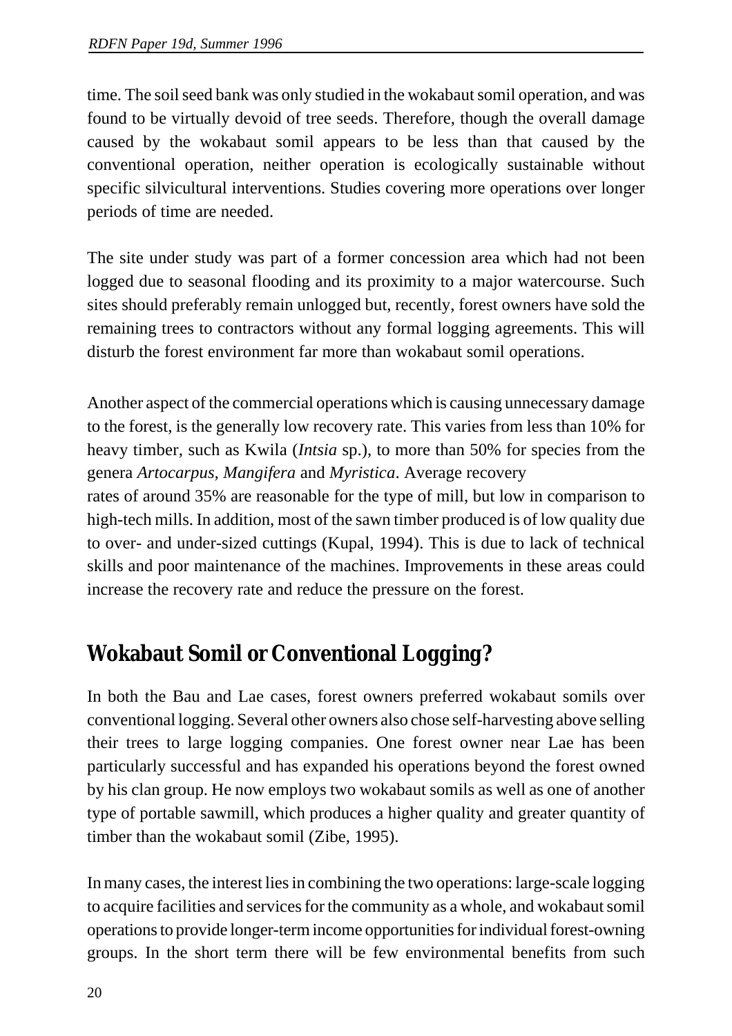time. The soil seed bank was only studied in the wokabaut somil operation, and was found to be virtually devoid of tree seeds. Therefore, though the overall damage caused by the wokabaut somil appears to be less than that caused by the conventional operation, neither operation is ecologically sustainable without specific silvicultural interventions. Studies covering more operations over longer periods of time are needed.

The site under study was part of a former concession area which had not been logged due to seasonal flooding and its proximity to a major watercourse. Such sites should preferably remain unlogged but, recently, forest owners have sold the remaining trees to contractors without any formal logging agreements. This will disturb the forest environment far more than wokabaut somil operations.

Another aspect of the commercial operations which is causing unnecessary damage to the forest, is the generally low recovery rate. This varies from less than 10% for heavy timber, such as Kwila (*Intsia* sp.), to more than 50% for species from the genera *Artocarpus, Mangifera* and *Myristica*. Average recovery rates of around 35% are reasonable for the type of mill, but low in comparison to high-tech mills. In addition, most of the sawn timber produced is of low quality due to over- and under-sized cuttings (Kupal, 1994). This is due to lack of technical skills and poor maintenance of the machines. Improvements in these areas could increase the recovery rate and reduce the pressure on the forest.

## Wokabaut Somil or Conventional Logging?

In both the Bau and Lae cases, forest owners preferred wokabaut somils over conventional logging. Several other owners also chose self-harvesting above selling their trees to large logging companies. One forest owner near Lae has been particularly successful and has expanded his operations beyond the forest owned by his clan group. He now employs two wokabaut somils as well as one of another type of portable sawmill, which produces a higher quality and greater quantity of timber than the wokabaut somil (Zibe, 1995).

In many cases, the interest lies in combining the two operations: large-scale logging to acquire facilities and services for the community as a whole, and wokabaut somil operations to provide longer-term income opportunities for individual forest-owning groups. In the short term there will be few environmental benefits from such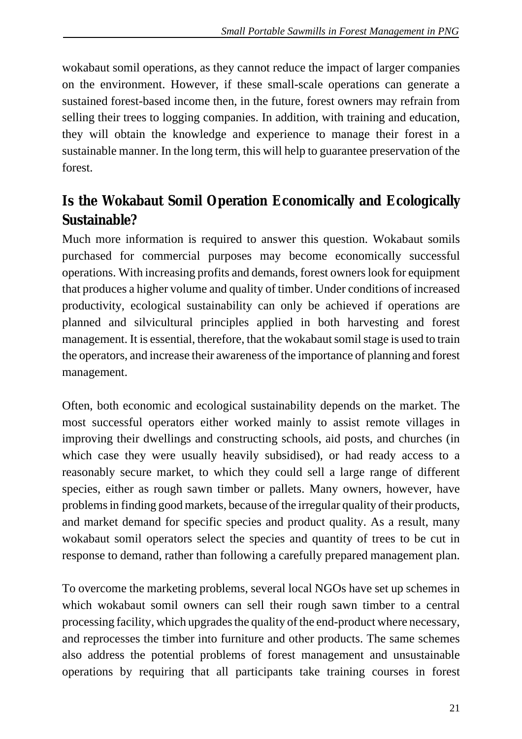wokabaut somil operations, as they cannot reduce the impact of larger companies on the environment. However, if these small-scale operations can generate a sustained forest-based income then, in the future, forest owners may refrain from selling their trees to logging companies. In addition, with training and education, they will obtain the knowledge and experience to manage their forest in a sustainable manner. In the long term, this will help to guarantee preservation of the forest.

## Is the Wokabaut Somil Operation Economically and Ecologically Sustainable?

Much more information is required to answer this question. Wokabaut somils purchased for commercial purposes may become economically successful operations. With increasing profits and demands, forest owners look for equipment that produces a higher volume and quality of timber. Under conditions of increased productivity, ecological sustainability can only be achieved if operations are planned and silvicultural principles applied in both harvesting and forest management. It is essential, therefore, that the wokabaut somil stage is used to train the operators, and increase their awareness of the importance of planning and forest management.

Often, both economic and ecological sustainability depends on the market. The most successful operators either worked mainly to assist remote villages in improving their dwellings and constructing schools, aid posts, and churches (in which case they were usually heavily subsidised), or had ready access to a reasonably secure market, to which they could sell a large range of different species, either as rough sawn timber or pallets. Many owners, however, have problems in finding good markets, because of the irregular quality of their products, and market demand for specific species and product quality. As a result, many wokabaut somil operators select the species and quantity of trees to be cut in response to demand, rather than following a carefully prepared management plan.

To overcome the marketing problems, several local NGOs have set up schemes in which wokabaut somil owners can sell their rough sawn timber to a central processing facility, which upgrades the quality of the end-product where necessary, and reprocesses the timber into furniture and other products. The same schemes also address the potential problems of forest management and unsustainable operations by requiring that all participants take training courses in forest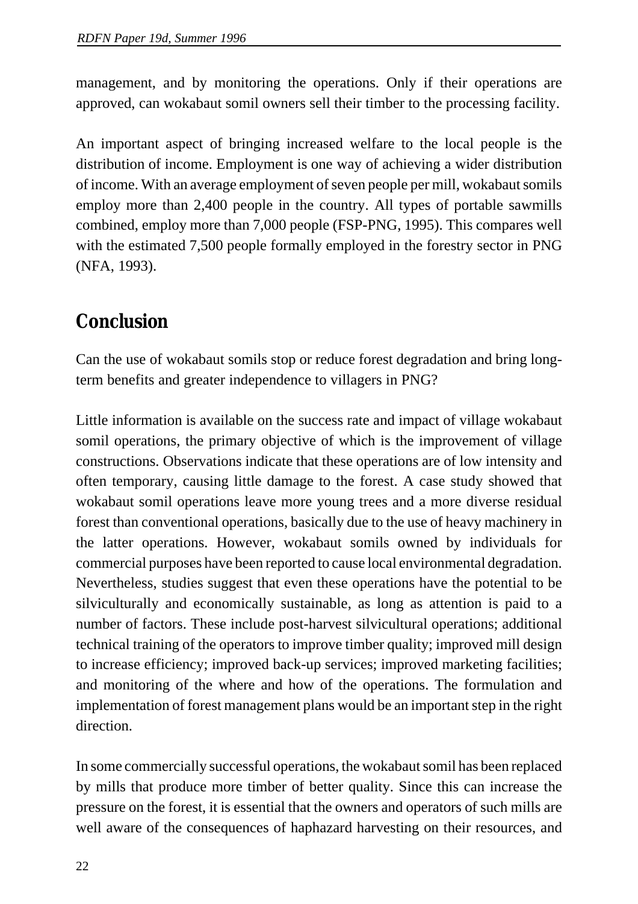management, and by monitoring the operations. Only if their operations are approved, can wokabaut somil owners sell their timber to the processing facility.

An important aspect of bringing increased welfare to the local people is the distribution of income. Employment is one way of achieving a wider distribution of income. With an average employment of seven people per mill, wokabaut somils employ more than 2,400 people in the country. All types of portable sawmills combined, employ more than 7,000 people (FSP-PNG, 1995). This compares well with the estimated 7,500 people formally employed in the forestry sector in PNG (NFA, 1993).

## Conclusion

Can the use of wokabaut somils stop or reduce forest degradation and bring long-term benefits and greater independence to villagers in PNG?

Little information is available on the success rate and impact of village wokabaut somil operations, the primary objective of which is the improvement of village constructions. Observations indicate that these operations are of low intensity and often temporary, causing little damage to the forest. A case study showed that wokabaut somil operations leave more young trees and a more diverse residual forest than conventional operations, basically due to the use of heavy machinery in the latter operations. However, wokabaut somils owned by individuals for commercial purposes have been reported to cause local environmental degradation. Nevertheless, studies suggest that even these operations have the potential to be silviculturally and economically sustainable, as long as attention is paid to a number of factors. These include post-harvest silvicultural operations; additional technical training of the operators to improve timber quality; improved mill design to increase efficiency; improved back-up services; improved marketing facilities; and monitoring of the where and how of the operations. The formulation and implementation of forest management plans would be an important step in the right direction.

In some commercially successful operations, the wokabaut somil has been replaced by mills that produce more timber of better quality. Since this can increase the pressure on the forest, it is essential that the owners and operators of such mills are well aware of the consequences of haphazard harvesting on their resources, and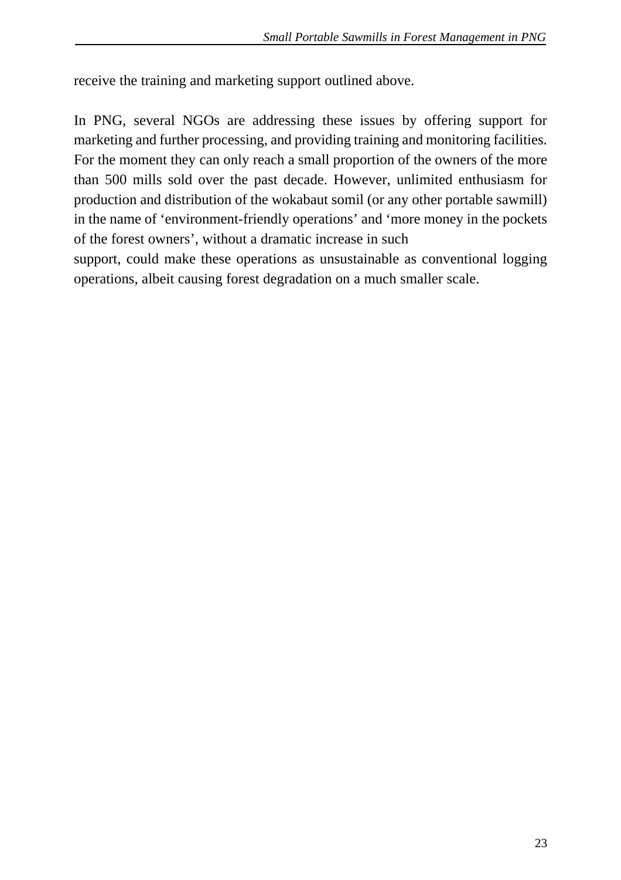receive the training and marketing support outlined above.

In PNG, several NGOs are addressing these issues by offering support for marketing and further processing, and providing training and monitoring facilities. For the moment they can only reach a small proportion of the owners of the more than 500 mills sold over the past decade. However, unlimited enthusiasm for production and distribution of the wokabaut somil (or any other portable sawmill) in the name of 'environment-friendly operations' and 'more money in the pockets of the forest owners', without a dramatic increase in such support, could make these operations as unsustainable as conventional logging operations, albeit causing forest degradation on a much smaller scale.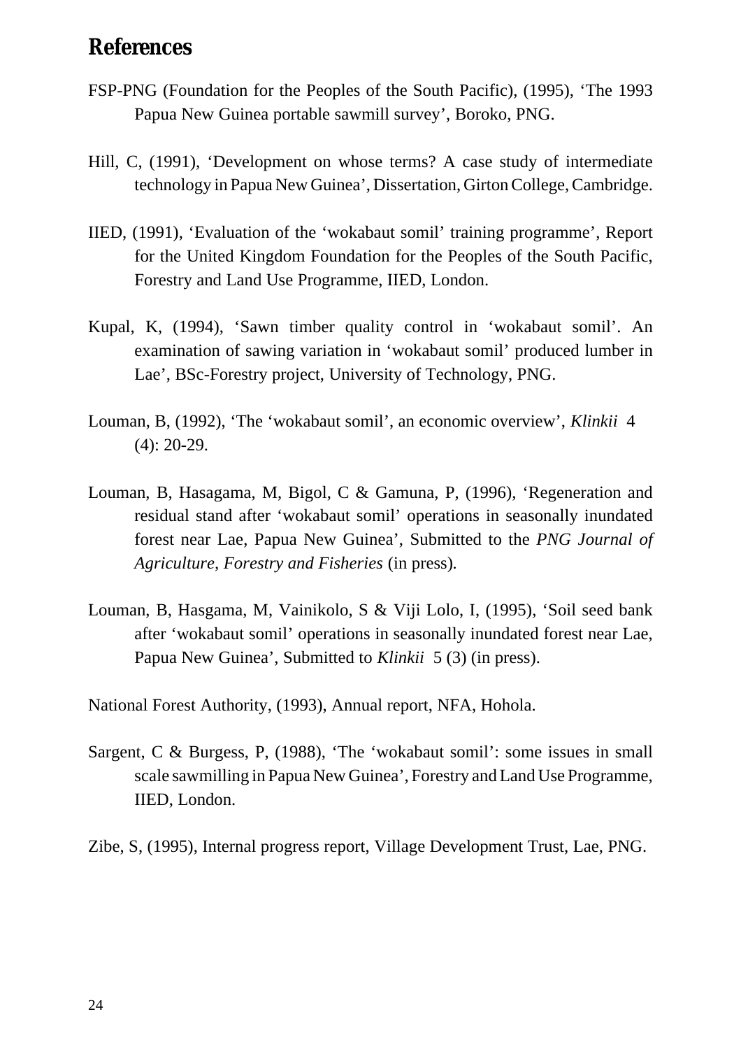## References

FSP-PNG (Foundation for the Peoples of the South Pacific), (1995), ‘The 1993 Papua New Guinea portable sawmill survey’, Boroko, PNG.

Hill, C, (1991), ‘Development on whose terms? A case study of intermediate technology in Papua New Guinea’, Dissertation, Girton College, Cambridge.

IIED, (1991), ‘Evaluation of the ‘wokabaut somil’ training programme’, Report for the United Kingdom Foundation for the Peoples of the South Pacific, Forestry and Land Use Programme, IIED, London.

Kupal, K, (1994), ‘Sawn timber quality control in ‘wokabaut somil’. An examination of sawing variation in ‘wokabaut somil’ produced lumber in Lae’, BSc-Forestry project, University of Technology, PNG.

Louman, B, (1992), ‘The ‘wokabaut somil’, an economic overview’, *Klinkii* 4 (4): 20-29.

Louman, B, Hasagama, M, Bigol, C & Gamuna, P, (1996), ‘Regeneration and residual stand after ‘wokabaut somil’ operations in seasonally inundated forest near Lae, Papua New Guinea’, Submitted to the *PNG Journal of Agriculture, Forestry and Fisheries* (in press).

Louman, B, Hasgama, M, Vainikolo, S & Viji Lolo, I, (1995), ‘Soil seed bank after ‘wokabaut somil’ operations in seasonally inundated forest near Lae, Papua New Guinea’, Submitted to *Klinkii* 5 (3) (in press).

National Forest Authority, (1993), Annual report, NFA, Hohola.

Sargent, C & Burgess, P, (1988), ‘The ‘wokabaut somil’: some issues in small scale sawmilling in Papua New Guinea’, Forestry and Land Use Programme, IIED, London.

Zibe, S, (1995), Internal progress report, Village Development Trust, Lae, PNG.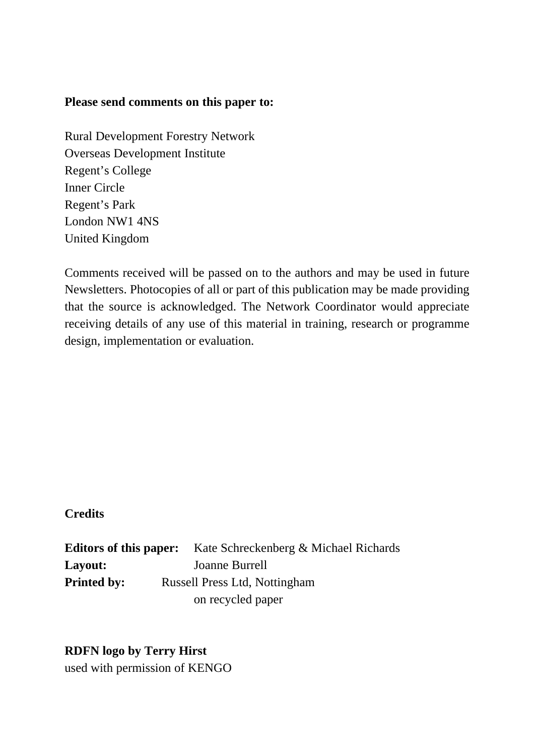**Please send comments on this paper to:**

Rural Development Forestry Network
Overseas Development Institute
Regent's College
Inner Circle
Regent's Park
London NW1 4NS
United Kingdom

Comments received will be passed on to the authors and may be used in future Newsletters. Photocopies of all or part of this publication may be made providing that the source is acknowledged. The Network Coordinator would appreciate receiving details of any use of this material in training, research or programme design, implementation or evaluation.

**Credits**

**Editors of this paper:** Kate Schreckenberg & Michael Richards
**Layout:** Joanne Burrell
**Printed by:** Russell Press Ltd, Nottingham
on recycled paper

**RDFN logo by Terry Hirst**
used with permission of KENGO